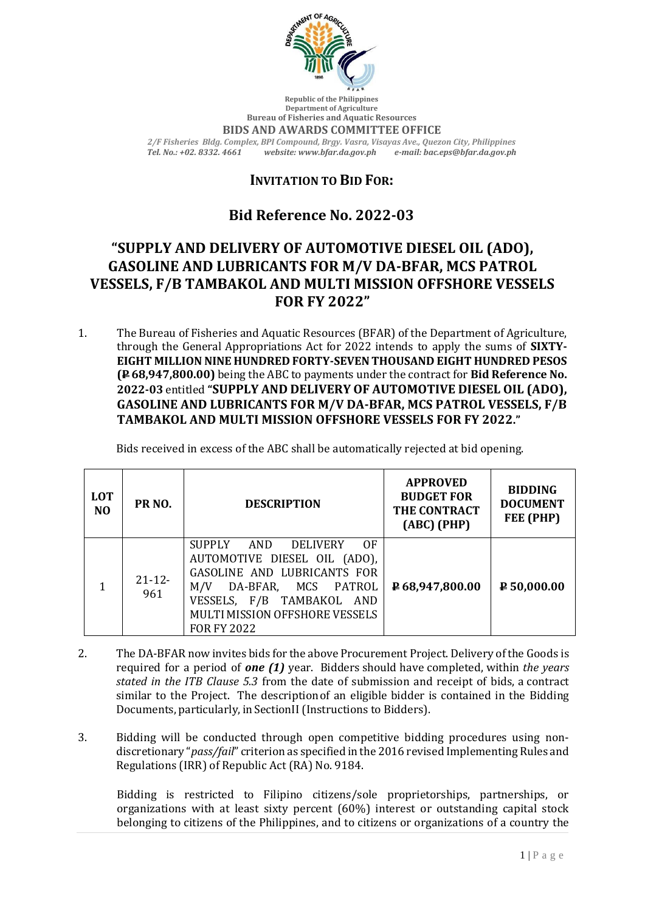Republic of the Philippines
Department of Agriculture
Bureau of Fisheries and Aquatic Resources
**BIDS AND AWARDS COMMITTEE OFFICE**
*2/F Fisheries Bldg. Complex, BPI Compound, Brgy. Vasra, Visayas Ave., Quezon City, Philippines*
*Tel. No.: +02. 8332. 4661 website: www.bfar.da.gov.ph e-mail: bac.eps@bfar.da.gov.ph*

## INVITATION TO BID FOR:

## Bid Reference No. 2022-03

# "SUPPLY AND DELIVERY OF AUTOMOTIVE DIESEL OIL (ADO), GASOLINE AND LUBRICANTS FOR M/V DA-BFAR, MCS PATROL VESSELS, F/B TAMBAKOL AND MULTI MISSION OFFSHORE VESSELS FOR FY 2022"

1. The Bureau of Fisheries and Aquatic Resources (BFAR) of the Department of Agriculture, through the General Appropriations Act for 2022 intends to apply the sums of **SIXTY-EIGHT MILLION NINE HUNDRED FORTY-SEVEN THOUSAND EIGHT HUNDRED PESOS (₱ 68,947,800.00)** being the ABC to payments under the contract for **Bid Reference No. 2022-03** entitled **"SUPPLY AND DELIVERY OF AUTOMOTIVE DIESEL OIL (ADO), GASOLINE AND LUBRICANTS FOR M/V DA-BFAR, MCS PATROL VESSELS, F/B TAMBAKOL AND MULTI MISSION OFFSHORE VESSELS FOR FY 2022."**

   Bids received in excess of the ABC shall be automatically rejected at bid opening.

| LOT NO | PR NO. | DESCRIPTION | APPROVED BUDGET FOR THE CONTRACT (ABC) (PHP) | BIDDING DOCUMENT FEE (PHP) |
|---|---|---|---|---|
| 1 | 21-12-961 | SUPPLY AND DELIVERY OF AUTOMOTIVE DIESEL OIL (ADO), GASOLINE AND LUBRICANTS FOR M/V DA-BFAR, MCS PATROL VESSELS, F/B TAMBAKOL AND MULTI MISSION OFFSHORE VESSELS FOR FY 2022 | **₱ 68,947,800.00** | **₱ 50,000.00** |

2. The DA-BFAR now invites bids for the above Procurement Project. Delivery of the Goods is required for a period of ***one (1)*** year. Bidders should have completed, within *the years stated in the ITB Clause 5.3* from the date of submission and receipt of bids, a contract similar to the Project. The description of an eligible bidder is contained in the Bidding Documents, particularly, in SectionII (Instructions to Bidders).

3. Bidding will be conducted through open competitive bidding procedures using non-discretionary "*pass/fail*" criterion as specified in the 2016 revised Implementing Rules and Regulations (IRR) of Republic Act (RA) No. 9184.

   Bidding is restricted to Filipino citizens/sole proprietorships, partnerships, or organizations with at least sixty percent (60%) interest or outstanding capital stock belonging to citizens of the Philippines, and to citizens or organizations of a country the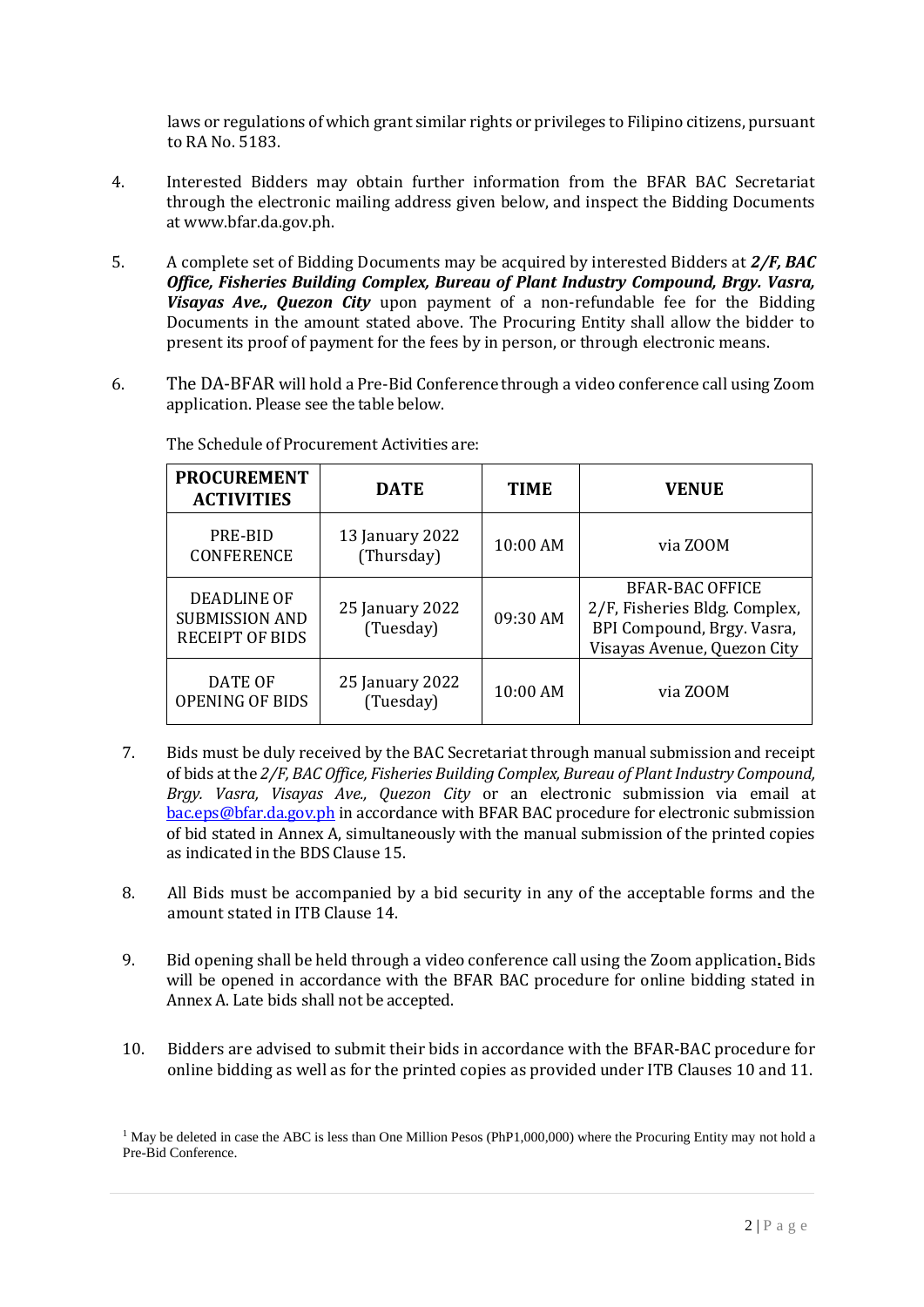laws or regulations of which grant similar rights or privileges to Filipino citizens, pursuant to RA No. 5183.

4. Interested Bidders may obtain further information from the BFAR BAC Secretariat through the electronic mailing address given below, and inspect the Bidding Documents at www.bfar.da.gov.ph.

5. A complete set of Bidding Documents may be acquired by interested Bidders at ***2/F, BAC Office, Fisheries Building Complex, Bureau of Plant Industry Compound, Brgy. Vasra, Visayas Ave., Quezon City*** upon payment of a non-refundable fee for the Bidding Documents in the amount stated above. The Procuring Entity shall allow the bidder to present its proof of payment for the fees by in person, or through electronic means.

6. The DA-BFAR will hold a Pre-Bid Conference through a video conference call using Zoom application. Please see the table below.

The Schedule of Procurement Activities are:

| PROCUREMENT ACTIVITIES | DATE | TIME | VENUE |
|---|---|---|---|
| PRE-BID CONFERENCE | 13 January 2022 (Thursday) | 10:00 AM | via ZOOM |
| DEADLINE OF SUBMISSION AND RECEIPT OF BIDS | 25 January 2022 (Tuesday) | 09:30 AM | BFAR-BAC OFFICE 2/F, Fisheries Bldg. Complex, BPI Compound, Brgy. Vasra, Visayas Avenue, Quezon City |
| DATE OF OPENING OF BIDS | 25 January 2022 (Tuesday) | 10:00 AM | via ZOOM |

7. Bids must be duly received by the BAC Secretariat through manual submission and receipt of bids at the *2/F, BAC Office, Fisheries Building Complex, Bureau of Plant Industry Compound, Brgy. Vasra, Visayas Ave., Quezon City* or an electronic submission via email at bac.eps@bfar.da.gov.ph in accordance with BFAR BAC procedure for electronic submission of bid stated in Annex A, simultaneously with the manual submission of the printed copies as indicated in the BDS Clause 15.

8. All Bids must be accompanied by a bid security in any of the acceptable forms and the amount stated in ITB Clause 14.

9. Bid opening shall be held through a video conference call using the Zoom application**.** Bids will be opened in accordance with the BFAR BAC procedure for online bidding stated in Annex A. Late bids shall not be accepted.

10. Bidders are advised to submit their bids in accordance with the BFAR-BAC procedure for online bidding as well as for the printed copies as provided under ITB Clauses 10 and 11.

[1] May be deleted in case the ABC is less than One Million Pesos (PhP1,000,000) where the Procuring Entity may not hold a Pre-Bid Conference.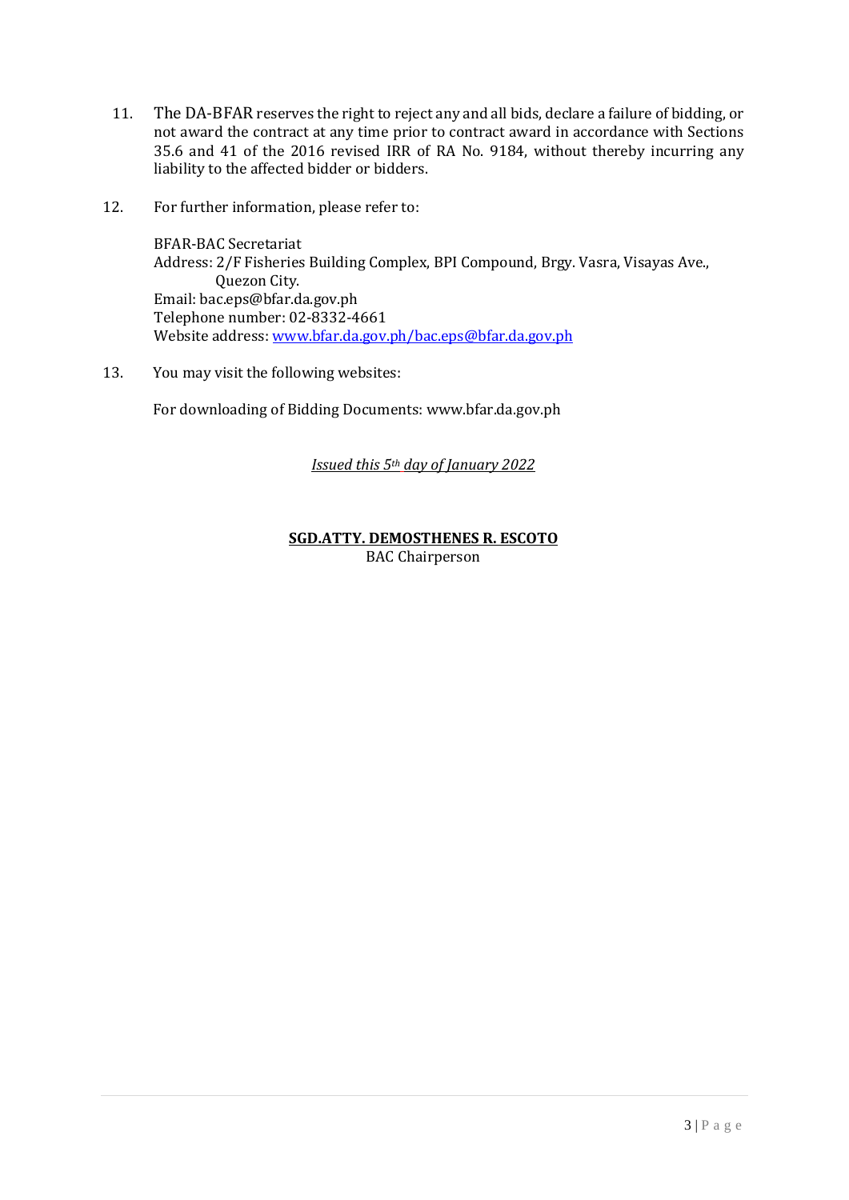11. The DA-BFAR reserves the right to reject any and all bids, declare a failure of bidding, or not award the contract at any time prior to contract award in accordance with Sections 35.6 and 41 of the 2016 revised IRR of RA No. 9184, without thereby incurring any liability to the affected bidder or bidders.

12. For further information, please refer to:

    BFAR-BAC Secretariat
    Address: 2/F Fisheries Building Complex, BPI Compound, Brgy. Vasra, Visayas Ave., Quezon City.
    Email: bac.eps@bfar.da.gov.ph
    Telephone number: 02-8332-4661
    Website address: www.bfar.da.gov.ph/bac.eps@bfar.da.gov.ph

13. You may visit the following websites:

    For downloading of Bidding Documents: www.bfar.da.gov.ph

*Issued this 5th day of January 2022*

**SGD.ATTY. DEMOSTHENES R. ESCOTO**
BAC Chairperson